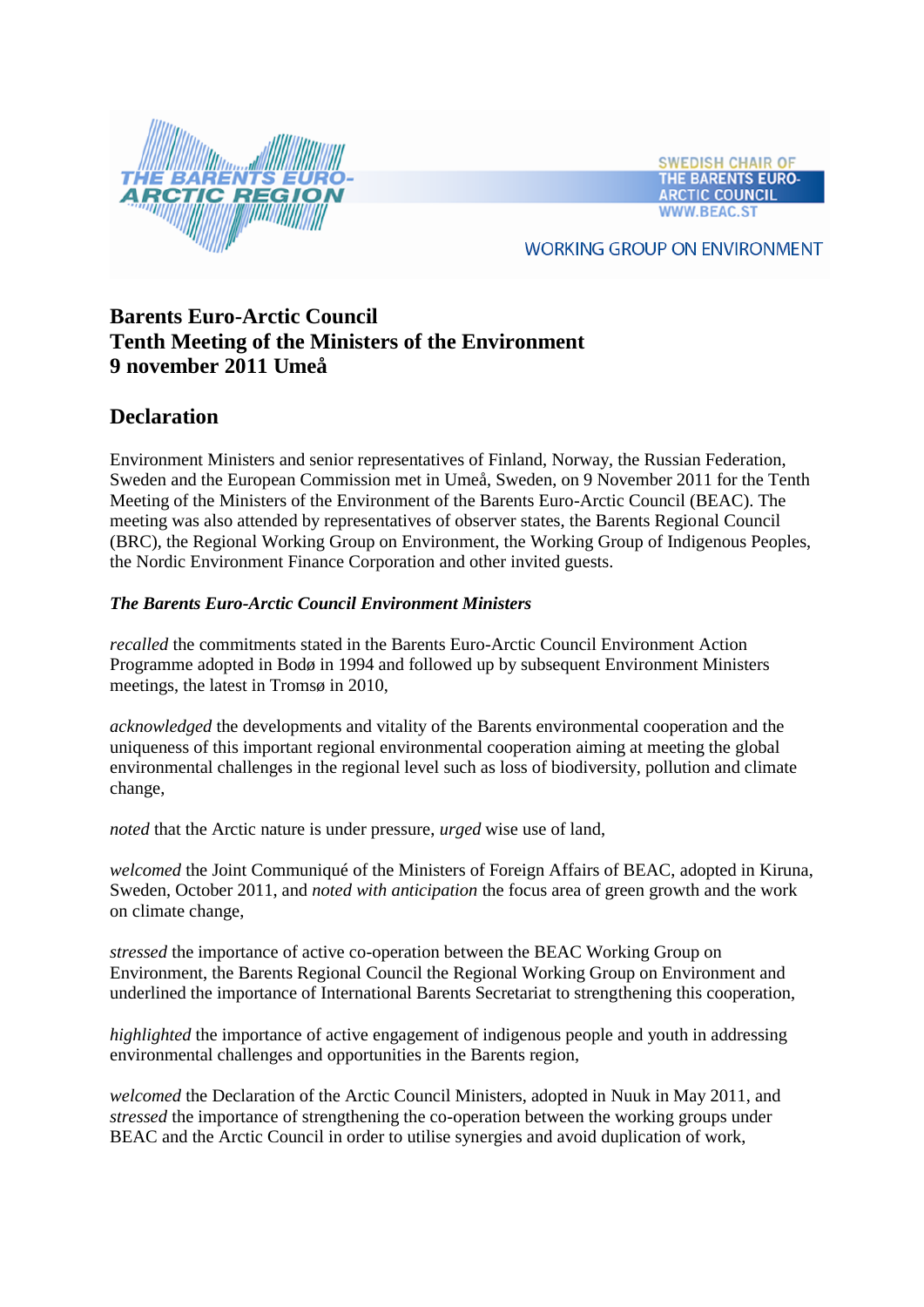THE BARENTS EURO-ARCTIC REGION

SWEDISH CHAIR OF THE BARENTS EURO-ARCTIC COUNCIL
WWW.BEAC.ST

WORKING GROUP ON ENVIRONMENT

# Barents Euro-Arctic Council
# Tenth Meeting of the Ministers of the Environment
# 9 november 2011 Umeå

## Declaration

Environment Ministers and senior representatives of Finland, Norway, the Russian Federation, Sweden and the European Commission met in Umeå, Sweden, on 9 November 2011 for the Tenth Meeting of the Ministers of the Environment of the Barents Euro-Arctic Council (BEAC). The meeting was also attended by representatives of observer states, the Barents Regional Council (BRC), the Regional Working Group on Environment, the Working Group of Indigenous Peoples, the Nordic Environment Finance Corporation and other invited guests.

***The Barents Euro-Arctic Council Environment Ministers***

*recalled* the commitments stated in the Barents Euro-Arctic Council Environment Action Programme adopted in Bodø in 1994 and followed up by subsequent Environment Ministers meetings, the latest in Tromsø in 2010,

*acknowledged* the developments and vitality of the Barents environmental cooperation and the uniqueness of this important regional environmental cooperation aiming at meeting the global environmental challenges in the regional level such as loss of biodiversity, pollution and climate change,

*noted* that the Arctic nature is under pressure, *urged* wise use of land,

*welcomed* the Joint Communiqué of the Ministers of Foreign Affairs of BEAC, adopted in Kiruna, Sweden, October 2011, and *noted with anticipation* the focus area of green growth and the work on climate change,

*stressed* the importance of active co-operation between the BEAC Working Group on Environment, the Barents Regional Council the Regional Working Group on Environment and underlined the importance of International Barents Secretariat to strengthening this cooperation,

*highlighted* the importance of active engagement of indigenous people and youth in addressing environmental challenges and opportunities in the Barents region,

*welcomed* the Declaration of the Arctic Council Ministers, adopted in Nuuk in May 2011, and *stressed* the importance of strengthening the co-operation between the working groups under BEAC and the Arctic Council in order to utilise synergies and avoid duplication of work,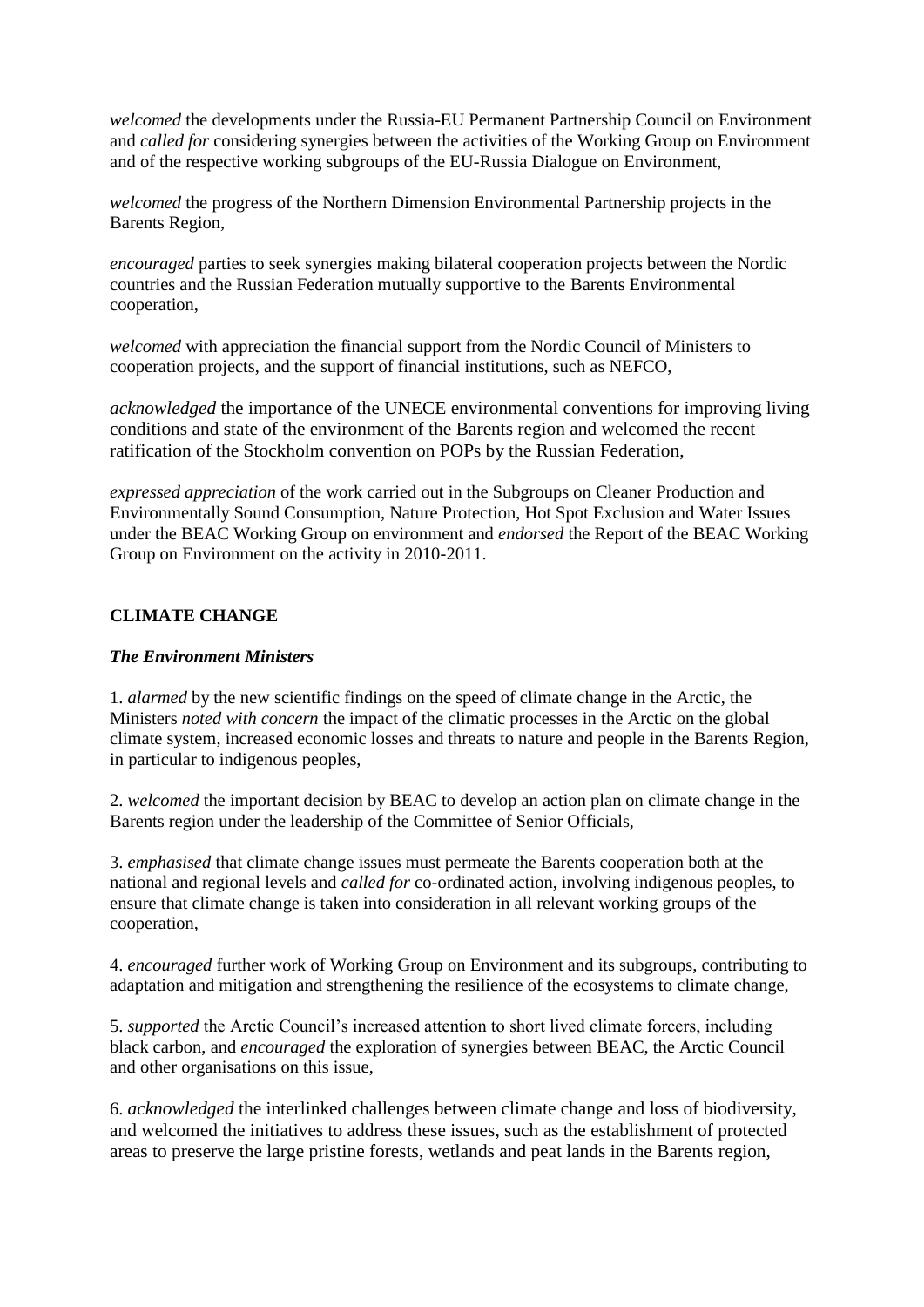*welcomed* the developments under the Russia-EU Permanent Partnership Council on Environment and *called for* considering synergies between the activities of the Working Group on Environment and of the respective working subgroups of the EU-Russia Dialogue on Environment,

*welcomed* the progress of the Northern Dimension Environmental Partnership projects in the Barents Region,

*encouraged* parties to seek synergies making bilateral cooperation projects between the Nordic countries and the Russian Federation mutually supportive to the Barents Environmental cooperation,

*welcomed* with appreciation the financial support from the Nordic Council of Ministers to cooperation projects, and the support of financial institutions, such as NEFCO,

*acknowledged* the importance of the UNECE environmental conventions for improving living conditions and state of the environment of the Barents region and welcomed the recent ratification of the Stockholm convention on POPs by the Russian Federation,

*expressed appreciation* of the work carried out in the Subgroups on Cleaner Production and Environmentally Sound Consumption, Nature Protection, Hot Spot Exclusion and Water Issues under the BEAC Working Group on environment and *endorsed* the Report of the BEAC Working Group on Environment on the activity in 2010-2011.

**CLIMATE CHANGE**

***The Environment Ministers***

1. *alarmed* by the new scientific findings on the speed of climate change in the Arctic, the Ministers *noted with concern* the impact of the climatic processes in the Arctic on the global climate system, increased economic losses and threats to nature and people in the Barents Region, in particular to indigenous peoples,

2. *welcomed* the important decision by BEAC to develop an action plan on climate change in the Barents region under the leadership of the Committee of Senior Officials,

3. *emphasised* that climate change issues must permeate the Barents cooperation both at the national and regional levels and *called for* co-ordinated action, involving indigenous peoples, to ensure that climate change is taken into consideration in all relevant working groups of the cooperation,

4. *encouraged* further work of Working Group on Environment and its subgroups, contributing to adaptation and mitigation and strengthening the resilience of the ecosystems to climate change,

5. *supported* the Arctic Council's increased attention to short lived climate forcers, including black carbon, and *encouraged* the exploration of synergies between BEAC, the Arctic Council and other organisations on this issue,

6. *acknowledged* the interlinked challenges between climate change and loss of biodiversity, and welcomed the initiatives to address these issues, such as the establishment of protected areas to preserve the large pristine forests, wetlands and peat lands in the Barents region,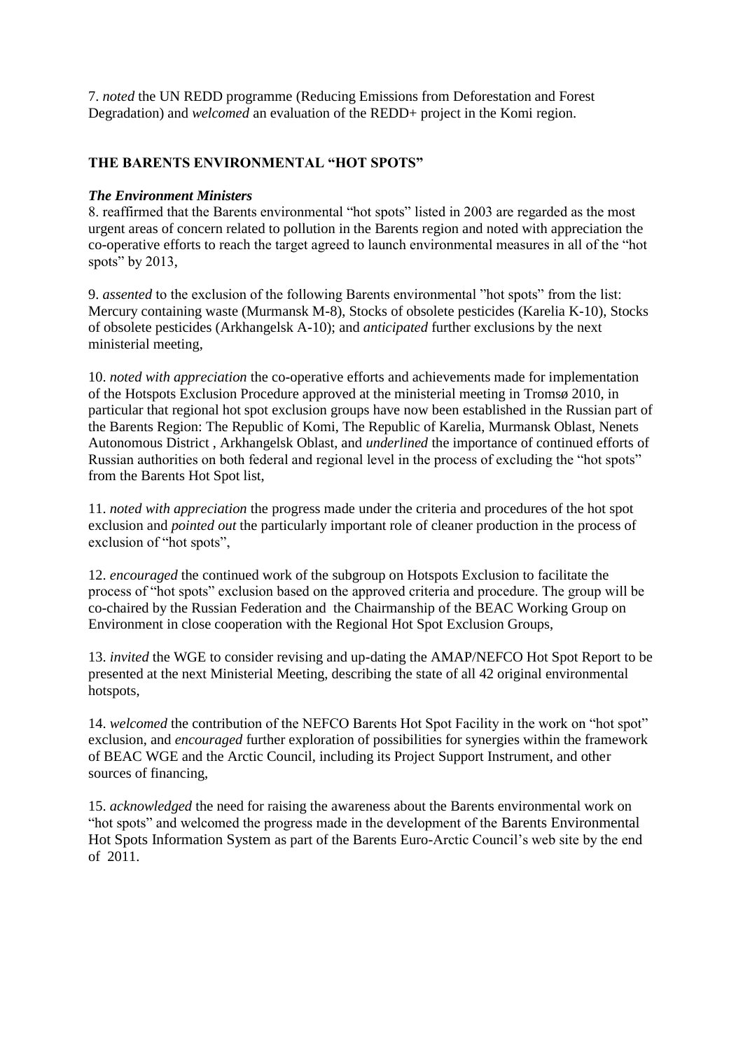7. *noted* the UN REDD programme (Reducing Emissions from Deforestation and Forest Degradation) and *welcomed* an evaluation of the REDD+ project in the Komi region.

## THE BARENTS ENVIRONMENTAL "HOT SPOTS"

***The Environment Ministers***

8. reaffirmed that the Barents environmental "hot spots" listed in 2003 are regarded as the most urgent areas of concern related to pollution in the Barents region and noted with appreciation the co-operative efforts to reach the target agreed to launch environmental measures in all of the "hot spots" by 2013,

9. *assented* to the exclusion of the following Barents environmental "hot spots" from the list: Mercury containing waste (Murmansk M-8), Stocks of obsolete pesticides (Karelia K-10), Stocks of obsolete pesticides (Arkhangelsk A-10); and *anticipated* further exclusions by the next ministerial meeting,

10. *noted with appreciation* the co-operative efforts and achievements made for implementation of the Hotspots Exclusion Procedure approved at the ministerial meeting in Tromsø 2010, in particular that regional hot spot exclusion groups have now been established in the Russian part of the Barents Region: The Republic of Komi, The Republic of Karelia, Murmansk Oblast, Nenets Autonomous District , Arkhangelsk Oblast, and *underlined* the importance of continued efforts of Russian authorities on both federal and regional level in the process of excluding the "hot spots" from the Barents Hot Spot list,

11. *noted with appreciation* the progress made under the criteria and procedures of the hot spot exclusion and *pointed out* the particularly important role of cleaner production in the process of exclusion of "hot spots",

12. *encouraged* the continued work of the subgroup on Hotspots Exclusion to facilitate the process of "hot spots" exclusion based on the approved criteria and procedure. The group will be co-chaired by the Russian Federation and the Chairmanship of the BEAC Working Group on Environment in close cooperation with the Regional Hot Spot Exclusion Groups,

13. *invited* the WGE to consider revising and up-dating the AMAP/NEFCO Hot Spot Report to be presented at the next Ministerial Meeting, describing the state of all 42 original environmental hotspots,

14. *welcomed* the contribution of the NEFCO Barents Hot Spot Facility in the work on "hot spot" exclusion, and *encouraged* further exploration of possibilities for synergies within the framework of BEAC WGE and the Arctic Council, including its Project Support Instrument, and other sources of financing,

15. *acknowledged* the need for raising the awareness about the Barents environmental work on "hot spots" and welcomed the progress made in the development of the Barents Environmental Hot Spots Information System as part of the Barents Euro-Arctic Council's web site by the end of 2011.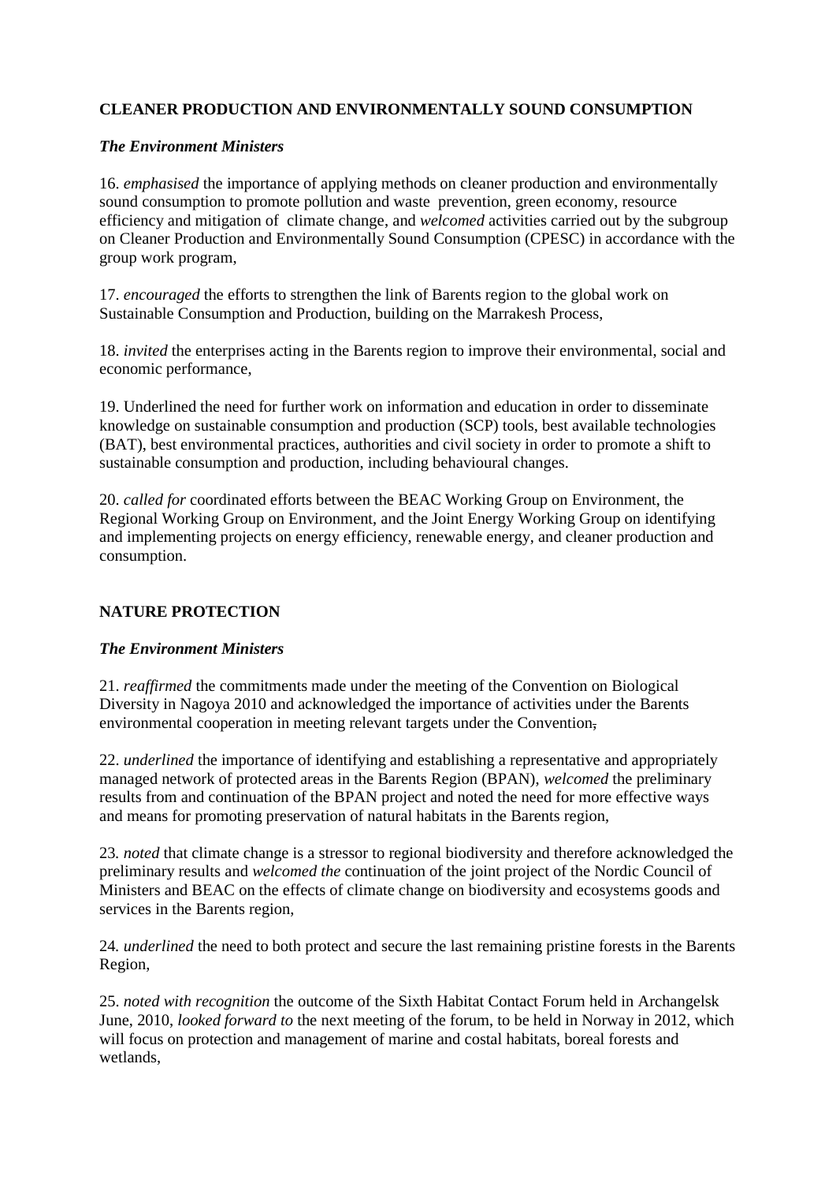**CLEANER PRODUCTION AND ENVIRONMENTALLY SOUND CONSUMPTION**

***The Environment Ministers***

16. *emphasised* the importance of applying methods on cleaner production and environmentally sound consumption to promote pollution and waste prevention, green economy, resource efficiency and mitigation of climate change, and *welcomed* activities carried out by the subgroup on Cleaner Production and Environmentally Sound Consumption (CPESC) in accordance with the group work program,

17. *encouraged* the efforts to strengthen the link of Barents region to the global work on Sustainable Consumption and Production, building on the Marrakesh Process,

18. *invited* the enterprises acting in the Barents region to improve their environmental, social and economic performance,

19. Underlined the need for further work on information and education in order to disseminate knowledge on sustainable consumption and production (SCP) tools, best available technologies (BAT), best environmental practices, authorities and civil society in order to promote a shift to sustainable consumption and production, including behavioural changes.

20. *called for* coordinated efforts between the BEAC Working Group on Environment, the Regional Working Group on Environment, and the Joint Energy Working Group on identifying and implementing projects on energy efficiency, renewable energy, and cleaner production and consumption.

**NATURE PROTECTION**

***The Environment Ministers***

21. *reaffirmed* the commitments made under the meeting of the Convention on Biological Diversity in Nagoya 2010 and acknowledged the importance of activities under the Barents environmental cooperation in meeting relevant targets under the Convention,

22. *underlined* the importance of identifying and establishing a representative and appropriately managed network of protected areas in the Barents Region (BPAN), *welcomed* the preliminary results from and continuation of the BPAN project and noted the need for more effective ways and means for promoting preservation of natural habitats in the Barents region,

23. *noted* that climate change is a stressor to regional biodiversity and therefore acknowledged the preliminary results and *welcomed the* continuation of the joint project of the Nordic Council of Ministers and BEAC on the effects of climate change on biodiversity and ecosystems goods and services in the Barents region,

24. *underlined* the need to both protect and secure the last remaining pristine forests in the Barents Region,

25. *noted with recognition* the outcome of the Sixth Habitat Contact Forum held in Archangelsk June, 2010, *looked forward to* the next meeting of the forum, to be held in Norway in 2012, which will focus on protection and management of marine and costal habitats, boreal forests and wetlands,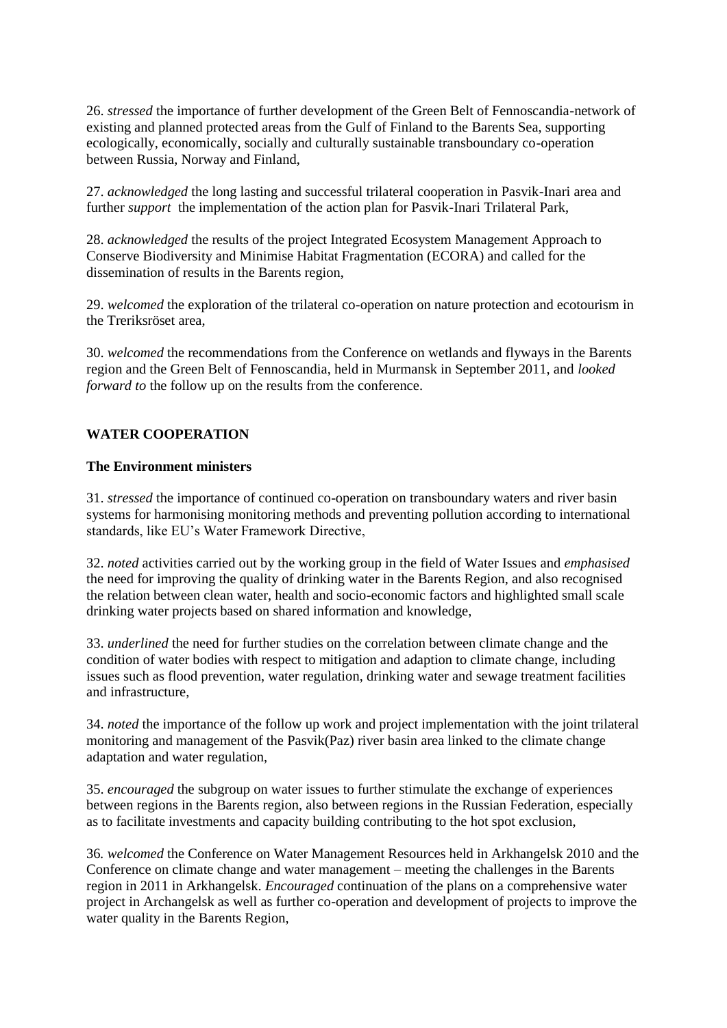26. *stressed* the importance of further development of the Green Belt of Fennoscandia-network of existing and planned protected areas from the Gulf of Finland to the Barents Sea, supporting ecologically, economically, socially and culturally sustainable transboundary co-operation between Russia, Norway and Finland,

27. *acknowledged* the long lasting and successful trilateral cooperation in Pasvik-Inari area and further *support* the implementation of the action plan for Pasvik-Inari Trilateral Park,

28. *acknowledged* the results of the project Integrated Ecosystem Management Approach to Conserve Biodiversity and Minimise Habitat Fragmentation (ECORA) and called for the dissemination of results in the Barents region,

29. *welcomed* the exploration of the trilateral co-operation on nature protection and ecotourism in the Treriksröset area,

30. *welcomed* the recommendations from the Conference on wetlands and flyways in the Barents region and the Green Belt of Fennoscandia, held in Murmansk in September 2011, and *looked forward to* the follow up on the results from the conference.

**WATER COOPERATION**

**The Environment ministers**

31. *stressed* the importance of continued co-operation on transboundary waters and river basin systems for harmonising monitoring methods and preventing pollution according to international standards, like EU's Water Framework Directive,

32. *noted* activities carried out by the working group in the field of Water Issues and *emphasised* the need for improving the quality of drinking water in the Barents Region, and also recognised the relation between clean water, health and socio-economic factors and highlighted small scale drinking water projects based on shared information and knowledge,

33. *underlined* the need for further studies on the correlation between climate change and the condition of water bodies with respect to mitigation and adaption to climate change, including issues such as flood prevention, water regulation, drinking water and sewage treatment facilities and infrastructure,

34. *noted* the importance of the follow up work and project implementation with the joint trilateral monitoring and management of the Pasvik(Paz) river basin area linked to the climate change adaptation and water regulation,

35. *encouraged* the subgroup on water issues to further stimulate the exchange of experiences between regions in the Barents region, also between regions in the Russian Federation, especially as to facilitate investments and capacity building contributing to the hot spot exclusion,

36. *welcomed* the Conference on Water Management Resources held in Arkhangelsk 2010 and the Conference on climate change and water management – meeting the challenges in the Barents region in 2011 in Arkhangelsk. *Encouraged* continuation of the plans on a comprehensive water project in Archangelsk as well as further co-operation and development of projects to improve the water quality in the Barents Region,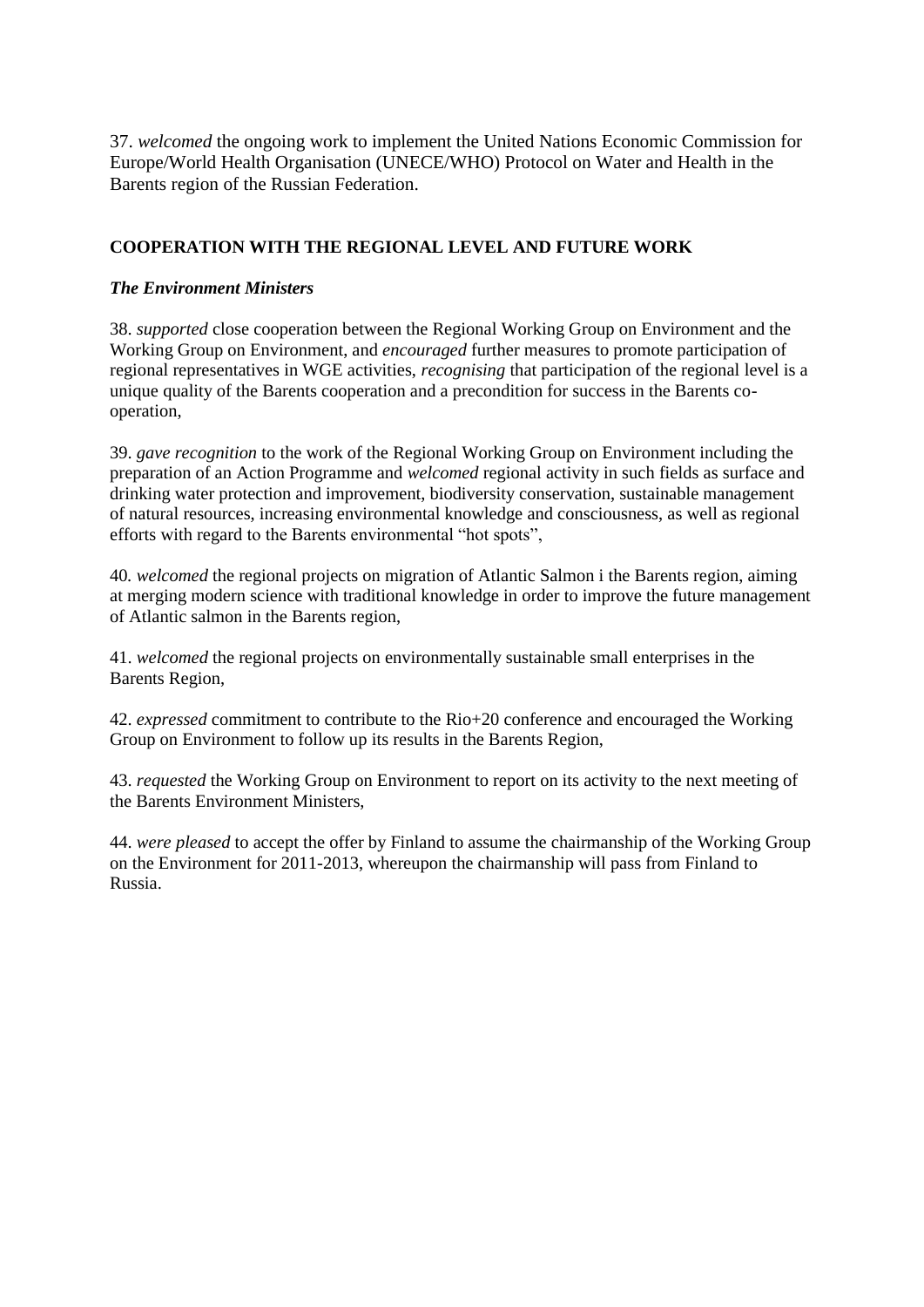37. *welcomed* the ongoing work to implement the United Nations Economic Commission for Europe/World Health Organisation (UNECE/WHO) Protocol on Water and Health in the Barents region of the Russian Federation.

**COOPERATION WITH THE REGIONAL LEVEL AND FUTURE WORK**

***The Environment Ministers***

38. *supported* close cooperation between the Regional Working Group on Environment and the Working Group on Environment, and *encouraged* further measures to promote participation of regional representatives in WGE activities, *recognising* that participation of the regional level is a unique quality of the Barents cooperation and a precondition for success in the Barents co-operation,

39. *gave recognition* to the work of the Regional Working Group on Environment including the preparation of an Action Programme and *welcomed* regional activity in such fields as surface and drinking water protection and improvement, biodiversity conservation, sustainable management of natural resources, increasing environmental knowledge and consciousness, as well as regional efforts with regard to the Barents environmental "hot spots",

40. *welcomed* the regional projects on migration of Atlantic Salmon i the Barents region, aiming at merging modern science with traditional knowledge in order to improve the future management of Atlantic salmon in the Barents region,

41. *welcomed* the regional projects on environmentally sustainable small enterprises in the Barents Region,

42. *expressed* commitment to contribute to the Rio+20 conference and encouraged the Working Group on Environment to follow up its results in the Barents Region,

43. *requested* the Working Group on Environment to report on its activity to the next meeting of the Barents Environment Ministers,

44. *were pleased* to accept the offer by Finland to assume the chairmanship of the Working Group on the Environment for 2011-2013, whereupon the chairmanship will pass from Finland to Russia.